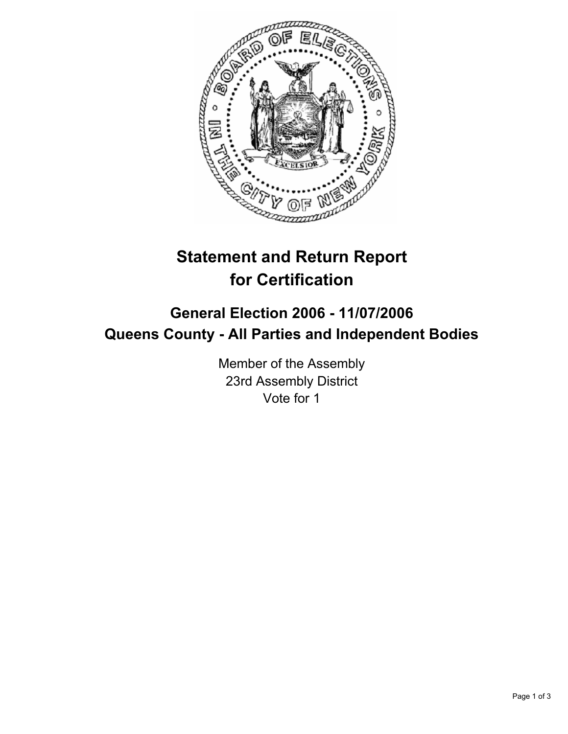# Statement and Return Report for Certification

## General Election 2006 - 11/07/2006
## Queens County - All Parties and Independent Bodies

Member of the Assembly
23rd Assembly District
Vote for 1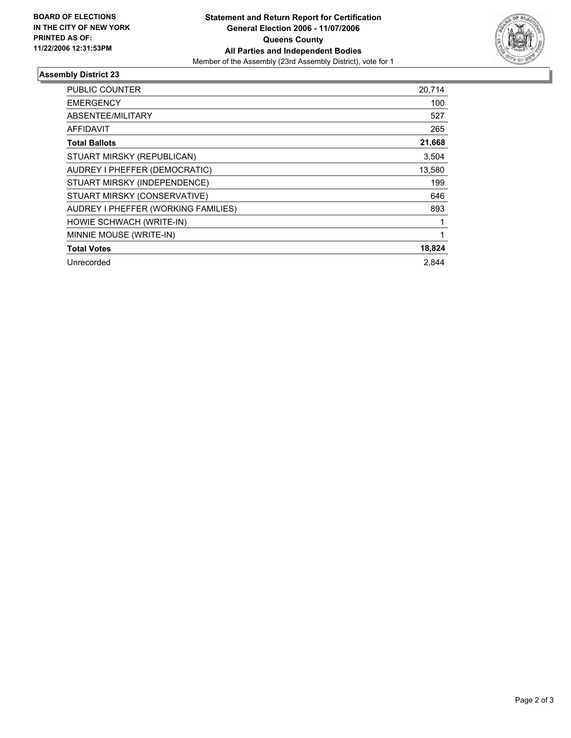**BOARD OF ELECTIONS IN THE CITY OF NEW YORK PRINTED AS OF: 11/22/2006 12:31:53PM**

**Statement and Return Report for Certification**
**General Election 2006 - 11/07/2006**
**Queens County**
**All Parties and Independent Bodies**
Member of the Assembly (23rd Assembly District), vote for 1

## Assembly District 23

| | |
|---|---|
| PUBLIC COUNTER | 20,714 |
| EMERGENCY | 100 |
| ABSENTEE/MILITARY | 527 |
| AFFIDAVIT | 265 |
| **Total Ballots** | **21,668** |
| STUART MIRSKY (REPUBLICAN) | 3,504 |
| AUDREY I PHEFFER (DEMOCRATIC) | 13,580 |
| STUART MIRSKY (INDEPENDENCE) | 199 |
| STUART MIRSKY (CONSERVATIVE) | 646 |
| AUDREY I PHEFFER (WORKING FAMILIES) | 893 |
| HOWIE SCHWACH (WRITE-IN) | 1 |
| MINNIE MOUSE (WRITE-IN) | 1 |
| **Total Votes** | **18,824** |
| Unrecorded | 2,844 |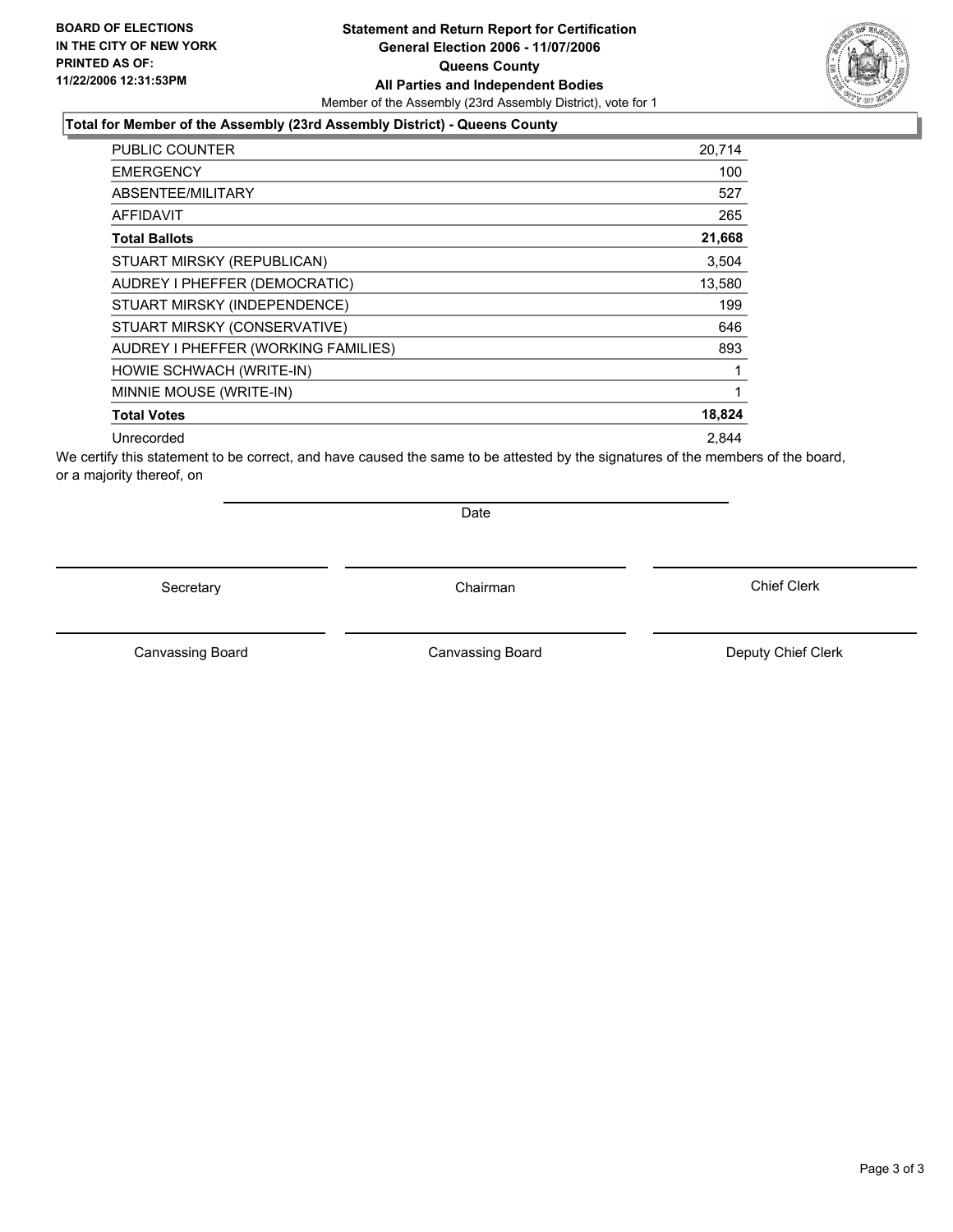**BOARD OF ELECTIONS IN THE CITY OF NEW YORK PRINTED AS OF: 11/22/2006 12:31:53PM**

**Statement and Return Report for Certification General Election 2006 - 11/07/2006 Queens County All Parties and Independent Bodies**

Member of the Assembly (23rd Assembly District), vote for 1

**Total for Member of the Assembly (23rd Assembly District) - Queens County**

| | |
|---|---|
| PUBLIC COUNTER | 20,714 |
| EMERGENCY | 100 |
| ABSENTEE/MILITARY | 527 |
| AFFIDAVIT | 265 |
| **Total Ballots** | **21,668** |
| STUART MIRSKY (REPUBLICAN) | 3,504 |
| AUDREY I PHEFFER (DEMOCRATIC) | 13,580 |
| STUART MIRSKY (INDEPENDENCE) | 199 |
| STUART MIRSKY (CONSERVATIVE) | 646 |
| AUDREY I PHEFFER (WORKING FAMILIES) | 893 |
| HOWIE SCHWACH (WRITE-IN) | 1 |
| MINNIE MOUSE (WRITE-IN) | 1 |
| **Total Votes** | **18,824** |
| Unrecorded | 2,844 |

We certify this statement to be correct, and have caused the same to be attested by the signatures of the members of the board, or a majority thereof, on

Date

Secretary | Chairman | Chief Clerk

Canvassing Board | Canvassing Board | Deputy Chief Clerk